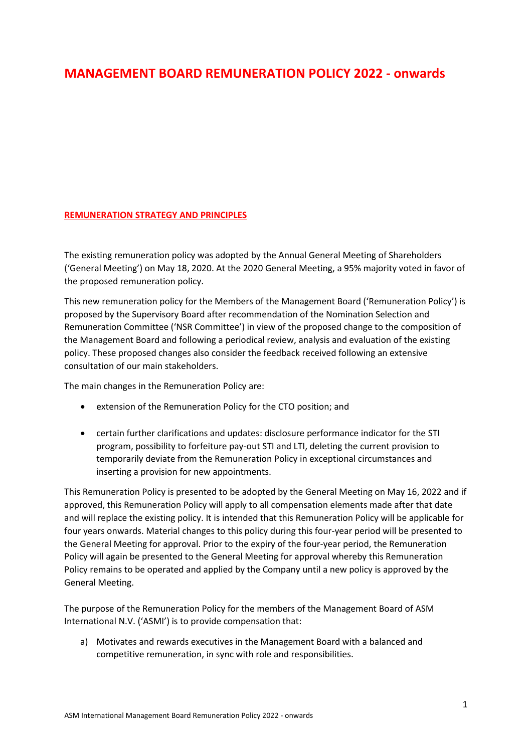# MANAGEMENT BOARD REMUNERATION POLICY 2022 - onwards

## REMUNERATION STRATEGY AND PRINCIPLES

The existing remuneration policy was adopted by the Annual General Meeting of Shareholders ('General Meeting') on May 18, 2020. At the 2020 General Meeting, a 95% majority voted in favor of the proposed remuneration policy.

This new remuneration policy for the Members of the Management Board ('Remuneration Policy') is proposed by the Supervisory Board after recommendation of the Nomination Selection and Remuneration Committee ('NSR Committee') in view of the proposed change to the composition of the Management Board and following a periodical review, analysis and evaluation of the existing policy. These proposed changes also consider the feedback received following an extensive consultation of our main stakeholders.

The main changes in the Remuneration Policy are:

- extension of the Remuneration Policy for the CTO position; and
- certain further clarifications and updates: disclosure performance indicator for the STI program, possibility to forfeiture pay-out STI and LTI, deleting the current provision to temporarily deviate from the Remuneration Policy in exceptional circumstances and inserting a provision for new appointments.

This Remuneration Policy is presented to be adopted by the General Meeting on May 16, 2022 and if approved, this Remuneration Policy will apply to all compensation elements made after that date and will replace the existing policy. It is intended that this Remuneration Policy will be applicable for four years onwards. Material changes to this policy during this four-year period will be presented to the General Meeting for approval. Prior to the expiry of the four-year period, the Remuneration Policy will again be presented to the General Meeting for approval whereby this Remuneration Policy remains to be operated and applied by the Company until a new policy is approved by the General Meeting.

The purpose of the Remuneration Policy for the members of the Management Board of ASM International N.V. ('ASMI') is to provide compensation that:

a) Motivates and rewards executives in the Management Board with a balanced and competitive remuneration, in sync with role and responsibilities.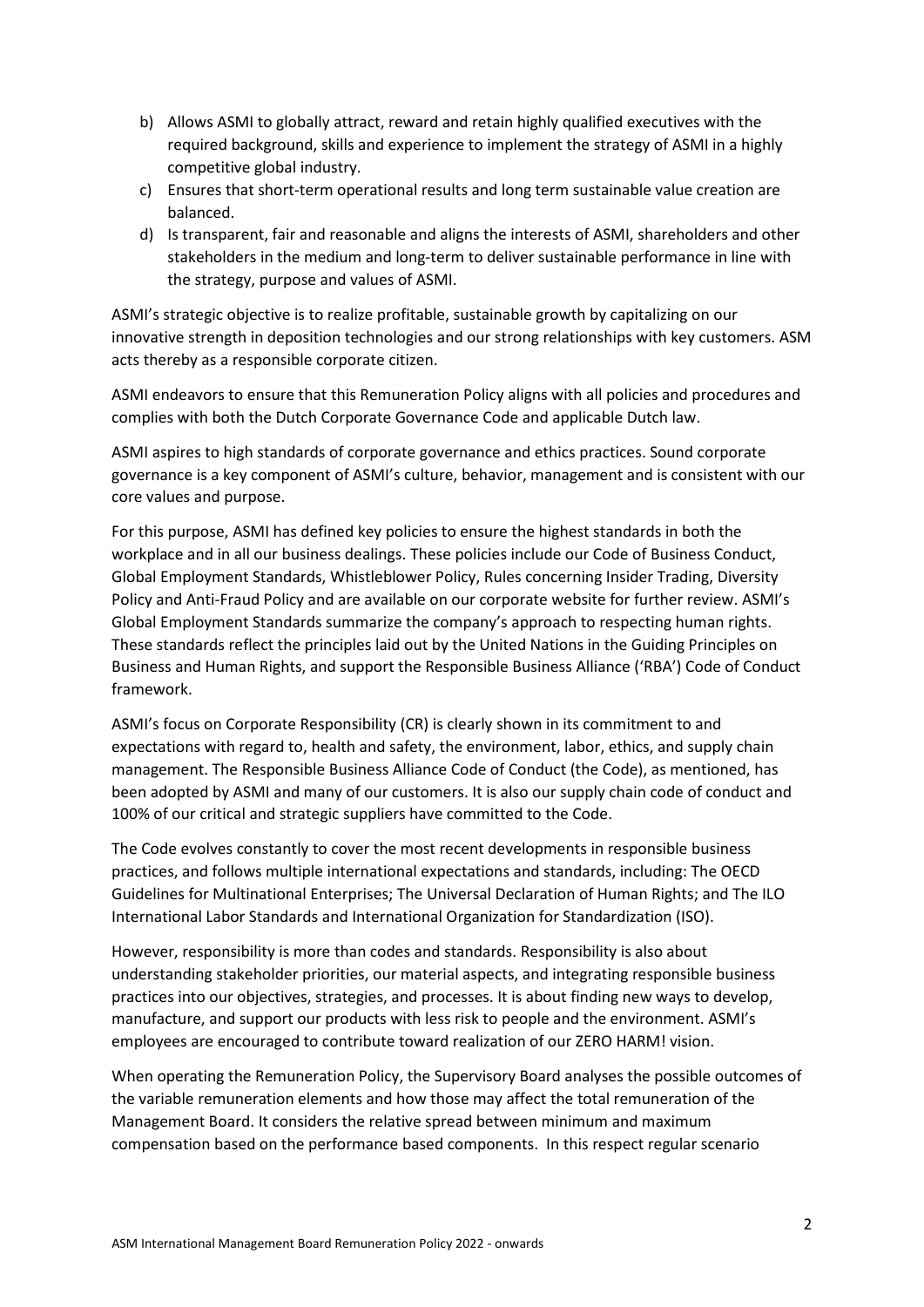b) Allows ASMI to globally attract, reward and retain highly qualified executives with the required background, skills and experience to implement the strategy of ASMI in a highly competitive global industry.
c) Ensures that short-term operational results and long term sustainable value creation are balanced.
d) Is transparent, fair and reasonable and aligns the interests of ASMI, shareholders and other stakeholders in the medium and long-term to deliver sustainable performance in line with the strategy, purpose and values of ASMI.

ASMI's strategic objective is to realize profitable, sustainable growth by capitalizing on our innovative strength in deposition technologies and our strong relationships with key customers. ASM acts thereby as a responsible corporate citizen.

ASMI endeavors to ensure that this Remuneration Policy aligns with all policies and procedures and complies with both the Dutch Corporate Governance Code and applicable Dutch law.

ASMI aspires to high standards of corporate governance and ethics practices. Sound corporate governance is a key component of ASMI's culture, behavior, management and is consistent with our core values and purpose.

For this purpose, ASMI has defined key policies to ensure the highest standards in both the workplace and in all our business dealings. These policies include our Code of Business Conduct, Global Employment Standards, Whistleblower Policy, Rules concerning Insider Trading, Diversity Policy and Anti-Fraud Policy and are available on our corporate website for further review. ASMI's Global Employment Standards summarize the company's approach to respecting human rights. These standards reflect the principles laid out by the United Nations in the Guiding Principles on Business and Human Rights, and support the Responsible Business Alliance ('RBA') Code of Conduct framework.

ASMI's focus on Corporate Responsibility (CR) is clearly shown in its commitment to and expectations with regard to, health and safety, the environment, labor, ethics, and supply chain management. The Responsible Business Alliance Code of Conduct (the Code), as mentioned, has been adopted by ASMI and many of our customers. It is also our supply chain code of conduct and 100% of our critical and strategic suppliers have committed to the Code.

The Code evolves constantly to cover the most recent developments in responsible business practices, and follows multiple international expectations and standards, including: The OECD Guidelines for Multinational Enterprises; The Universal Declaration of Human Rights; and The ILO International Labor Standards and International Organization for Standardization (ISO).

However, responsibility is more than codes and standards. Responsibility is also about understanding stakeholder priorities, our material aspects, and integrating responsible business practices into our objectives, strategies, and processes. It is about finding new ways to develop, manufacture, and support our products with less risk to people and the environment. ASMI's employees are encouraged to contribute toward realization of our ZERO HARM! vision.

When operating the Remuneration Policy, the Supervisory Board analyses the possible outcomes of the variable remuneration elements and how those may affect the total remuneration of the Management Board. It considers the relative spread between minimum and maximum compensation based on the performance based components. In this respect regular scenario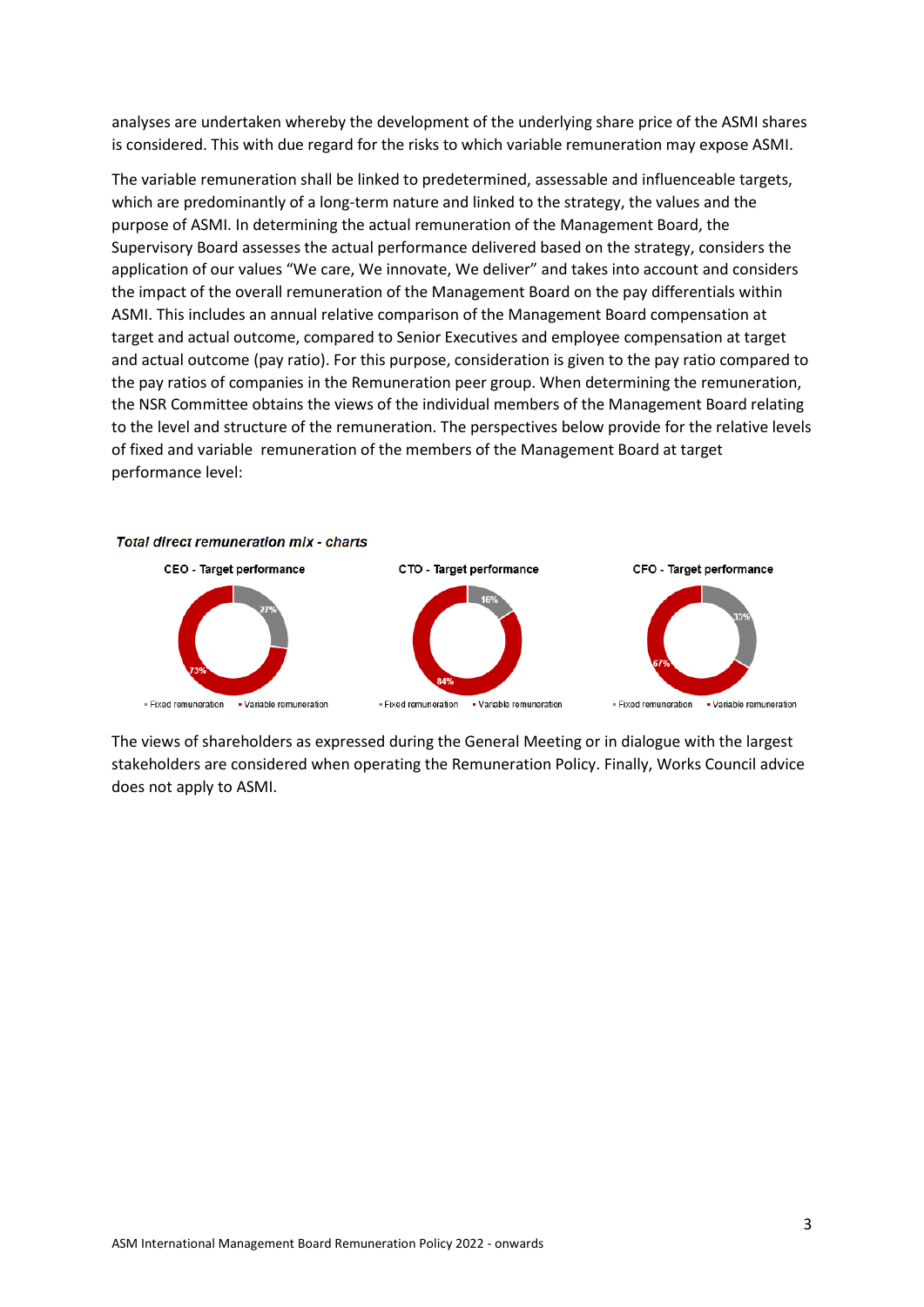analyses are undertaken whereby the development of the underlying share price of the ASMI shares is considered. This with due regard for the risks to which variable remuneration may expose ASMI.

The variable remuneration shall be linked to predetermined, assessable and influenceable targets, which are predominantly of a long-term nature and linked to the strategy, the values and the purpose of ASMI. In determining the actual remuneration of the Management Board, the Supervisory Board assesses the actual performance delivered based on the strategy, considers the application of our values "We care, We innovate, We deliver" and takes into account and considers the impact of the overall remuneration of the Management Board on the pay differentials within ASMI. This includes an annual relative comparison of the Management Board compensation at target and actual outcome, compared to Senior Executives and employee compensation at target and actual outcome (pay ratio). For this purpose, consideration is given to the pay ratio compared to the pay ratios of companies in the Remuneration peer group. When determining the remuneration, the NSR Committee obtains the views of the individual members of the Management Board relating to the level and structure of the remuneration. The perspectives below provide for the relative levels of fixed and variable remuneration of the members of the Management Board at target performance level:

***Total direct remuneration mix - charts***

| | Fixed remuneration | Variable remuneration |
|---|---|---|
| CEO - Target performance | 27% | 73% |
| CTO - Target performance | 16% | 84% |
| CFO - Target performance | 33% | 67% |

The views of shareholders as expressed during the General Meeting or in dialogue with the largest stakeholders are considered when operating the Remuneration Policy. Finally, Works Council advice does not apply to ASMI.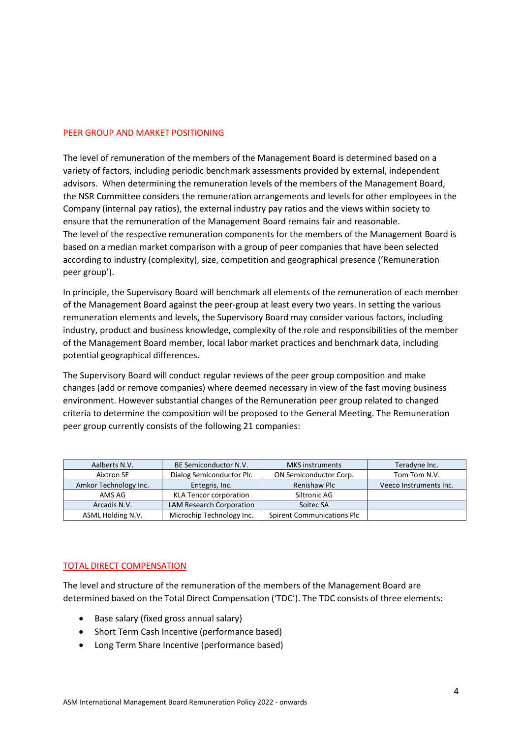## PEER GROUP AND MARKET POSITIONING

The level of remuneration of the members of the Management Board is determined based on a variety of factors, including periodic benchmark assessments provided by external, independent advisors. When determining the remuneration levels of the members of the Management Board, the NSR Committee considers the remuneration arrangements and levels for other employees in the Company (internal pay ratios), the external industry pay ratios and the views within society to ensure that the remuneration of the Management Board remains fair and reasonable.
The level of the respective remuneration components for the members of the Management Board is based on a median market comparison with a group of peer companies that have been selected according to industry (complexity), size, competition and geographical presence ('Remuneration peer group').

In principle, the Supervisory Board will benchmark all elements of the remuneration of each member of the Management Board against the peer-group at least every two years. In setting the various remuneration elements and levels, the Supervisory Board may consider various factors, including industry, product and business knowledge, complexity of the role and responsibilities of the member of the Management Board member, local labor market practices and benchmark data, including potential geographical differences.

The Supervisory Board will conduct regular reviews of the peer group composition and make changes (add or remove companies) where deemed necessary in view of the fast moving business environment. However substantial changes of the Remuneration peer group related to changed criteria to determine the composition will be proposed to the General Meeting. The Remuneration peer group currently consists of the following 21 companies:

| | | | |
|---|---|---|---|
| Aalberts N.V. | BE Semiconductor N.V. | MKS instruments | Teradyne Inc. |
| Aixtron SE | Dialog Semiconductor Plc | ON Semiconductor Corp. | Tom Tom N.V. |
| Amkor Technology Inc. | Entegris, Inc. | Renishaw Plc | Veeco Instruments Inc. |
| AMS AG | KLA Tencor corporation | Siltronic AG | |
| Arcadis N.V. | LAM Research Corporation | Soitec SA | |
| ASML Holding N.V. | Microchip Technology Inc. | Spirent Communications Plc | |

## TOTAL DIRECT COMPENSATION

The level and structure of the remuneration of the members of the Management Board are determined based on the Total Direct Compensation ('TDC'). The TDC consists of three elements:

- Base salary (fixed gross annual salary)
- Short Term Cash Incentive (performance based)
- Long Term Share Incentive (performance based)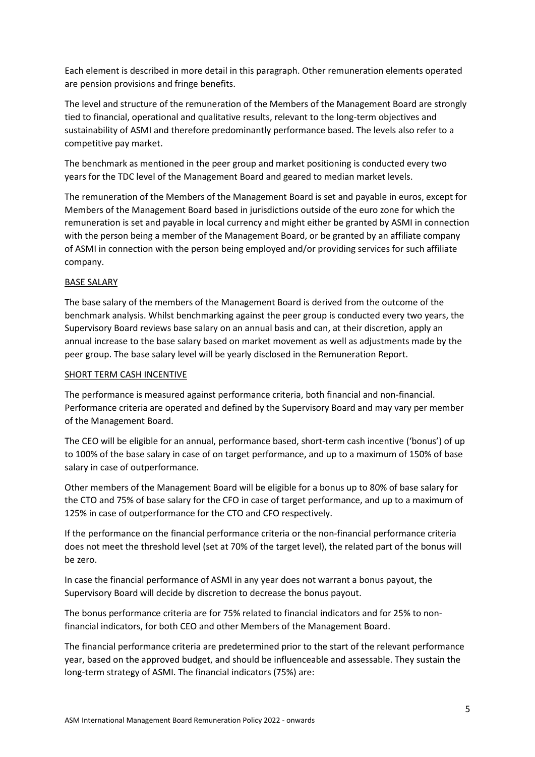Each element is described in more detail in this paragraph. Other remuneration elements operated are pension provisions and fringe benefits.

The level and structure of the remuneration of the Members of the Management Board are strongly tied to financial, operational and qualitative results, relevant to the long-term objectives and sustainability of ASMI and therefore predominantly performance based. The levels also refer to a competitive pay market.

The benchmark as mentioned in the peer group and market positioning is conducted every two years for the TDC level of the Management Board and geared to median market levels.

The remuneration of the Members of the Management Board is set and payable in euros, except for Members of the Management Board based in jurisdictions outside of the euro zone for which the remuneration is set and payable in local currency and might either be granted by ASMI in connection with the person being a member of the Management Board, or be granted by an affiliate company of ASMI in connection with the person being employed and/or providing services for such affiliate company.

## BASE SALARY

The base salary of the members of the Management Board is derived from the outcome of the benchmark analysis. Whilst benchmarking against the peer group is conducted every two years, the Supervisory Board reviews base salary on an annual basis and can, at their discretion, apply an annual increase to the base salary based on market movement as well as adjustments made by the peer group. The base salary level will be yearly disclosed in the Remuneration Report.

## SHORT TERM CASH INCENTIVE

The performance is measured against performance criteria, both financial and non-financial. Performance criteria are operated and defined by the Supervisory Board and may vary per member of the Management Board.

The CEO will be eligible for an annual, performance based, short-term cash incentive ('bonus') of up to 100% of the base salary in case of on target performance, and up to a maximum of 150% of base salary in case of outperformance.

Other members of the Management Board will be eligible for a bonus up to 80% of base salary for the CTO and 75% of base salary for the CFO in case of target performance, and up to a maximum of 125% in case of outperformance for the CTO and CFO respectively.

If the performance on the financial performance criteria or the non-financial performance criteria does not meet the threshold level (set at 70% of the target level), the related part of the bonus will be zero.

In case the financial performance of ASMI in any year does not warrant a bonus payout, the Supervisory Board will decide by discretion to decrease the bonus payout.

The bonus performance criteria are for 75% related to financial indicators and for 25% to non-financial indicators, for both CEO and other Members of the Management Board.

The financial performance criteria are predetermined prior to the start of the relevant performance year, based on the approved budget, and should be influenceable and assessable. They sustain the long-term strategy of ASMI. The financial indicators (75%) are: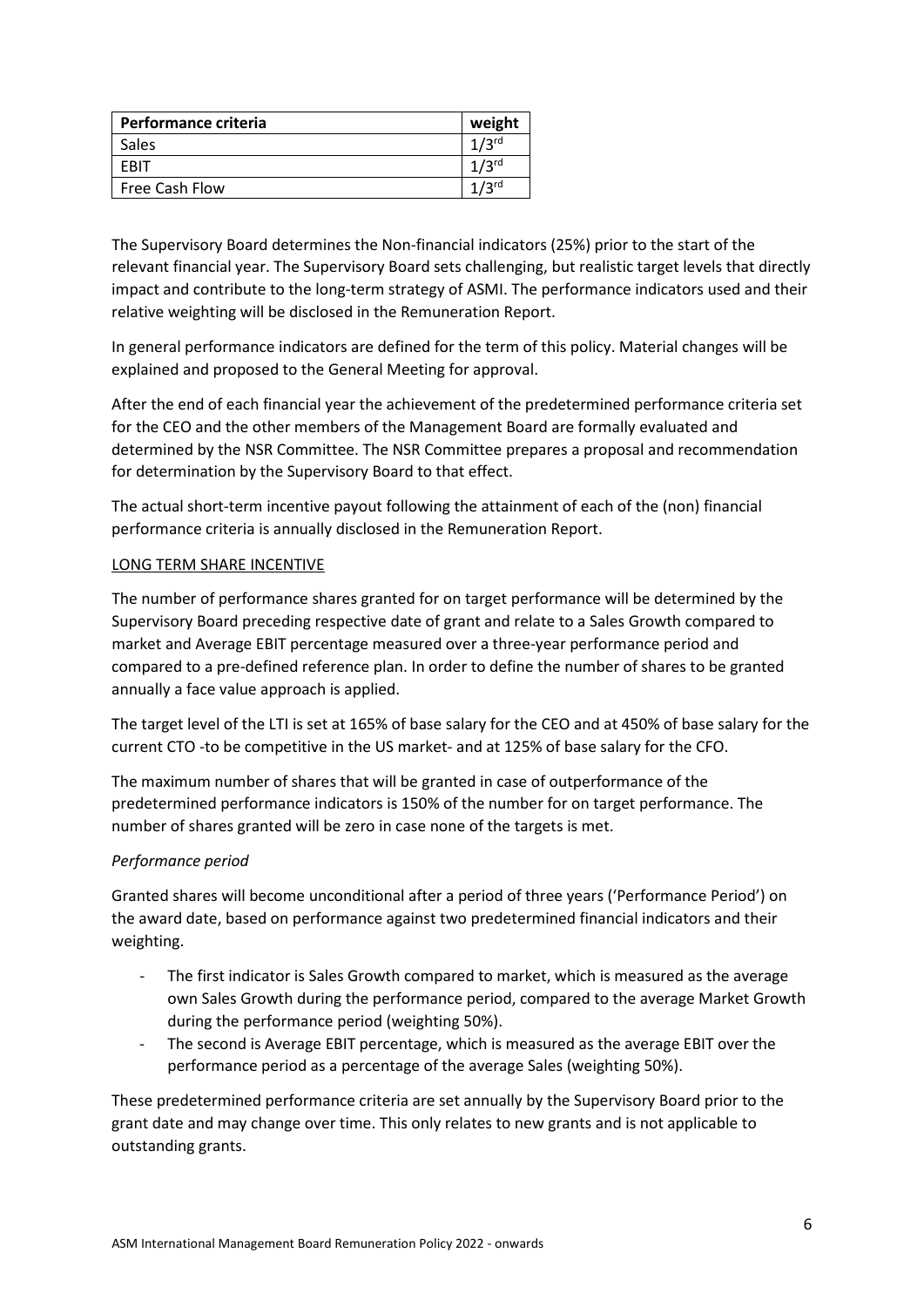| Performance criteria | weight |
| --- | --- |
| Sales | 1/3rd |
| EBIT | 1/3rd |
| Free Cash Flow | 1/3rd |

The Supervisory Board determines the Non-financial indicators (25%) prior to the start of the relevant financial year. The Supervisory Board sets challenging, but realistic target levels that directly impact and contribute to the long-term strategy of ASMI. The performance indicators used and their relative weighting will be disclosed in the Remuneration Report.

In general performance indicators are defined for the term of this policy. Material changes will be explained and proposed to the General Meeting for approval.

After the end of each financial year the achievement of the predetermined performance criteria set for the CEO and the other members of the Management Board are formally evaluated and determined by the NSR Committee. The NSR Committee prepares a proposal and recommendation for determination by the Supervisory Board to that effect.

The actual short-term incentive payout following the attainment of each of the (non) financial performance criteria is annually disclosed in the Remuneration Report.

LONG TERM SHARE INCENTIVE

The number of performance shares granted for on target performance will be determined by the Supervisory Board preceding respective date of grant and relate to a Sales Growth compared to market and Average EBIT percentage measured over a three-year performance period and compared to a pre-defined reference plan. In order to define the number of shares to be granted annually a face value approach is applied.

The target level of the LTI is set at 165% of base salary for the CEO and at 450% of base salary for the current CTO -to be competitive in the US market- and at 125% of base salary for the CFO.

The maximum number of shares that will be granted in case of outperformance of the predetermined performance indicators is 150% of the number for on target performance. The number of shares granted will be zero in case none of the targets is met.

*Performance period*

Granted shares will become unconditional after a period of three years ('Performance Period') on the award date, based on performance against two predetermined financial indicators and their weighting.

- The first indicator is Sales Growth compared to market, which is measured as the average own Sales Growth during the performance period, compared to the average Market Growth during the performance period (weighting 50%).
- The second is Average EBIT percentage, which is measured as the average EBIT over the performance period as a percentage of the average Sales (weighting 50%).

These predetermined performance criteria are set annually by the Supervisory Board prior to the grant date and may change over time. This only relates to new grants and is not applicable to outstanding grants.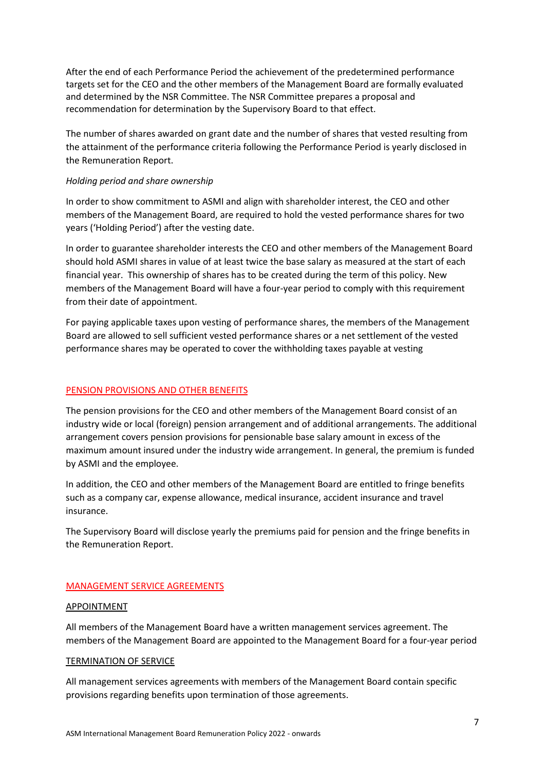After the end of each Performance Period the achievement of the predetermined performance targets set for the CEO and the other members of the Management Board are formally evaluated and determined by the NSR Committee. The NSR Committee prepares a proposal and recommendation for determination by the Supervisory Board to that effect.

The number of shares awarded on grant date and the number of shares that vested resulting from the attainment of the performance criteria following the Performance Period is yearly disclosed in the Remuneration Report.

*Holding period and share ownership*

In order to show commitment to ASMI and align with shareholder interest, the CEO and other members of the Management Board, are required to hold the vested performance shares for two years ('Holding Period') after the vesting date.

In order to guarantee shareholder interests the CEO and other members of the Management Board should hold ASMI shares in value of at least twice the base salary as measured at the start of each financial year. This ownership of shares has to be created during the term of this policy. New members of the Management Board will have a four-year period to comply with this requirement from their date of appointment.

For paying applicable taxes upon vesting of performance shares, the members of the Management Board are allowed to sell sufficient vested performance shares or a net settlement of the vested performance shares may be operated to cover the withholding taxes payable at vesting

## PENSION PROVISIONS AND OTHER BENEFITS

The pension provisions for the CEO and other members of the Management Board consist of an industry wide or local (foreign) pension arrangement and of additional arrangements. The additional arrangement covers pension provisions for pensionable base salary amount in excess of the maximum amount insured under the industry wide arrangement. In general, the premium is funded by ASMI and the employee.

In addition, the CEO and other members of the Management Board are entitled to fringe benefits such as a company car, expense allowance, medical insurance, accident insurance and travel insurance.

The Supervisory Board will disclose yearly the premiums paid for pension and the fringe benefits in the Remuneration Report.

## MANAGEMENT SERVICE AGREEMENTS

### APPOINTMENT

All members of the Management Board have a written management services agreement. The members of the Management Board are appointed to the Management Board for a four-year period

### TERMINATION OF SERVICE

All management services agreements with members of the Management Board contain specific provisions regarding benefits upon termination of those agreements.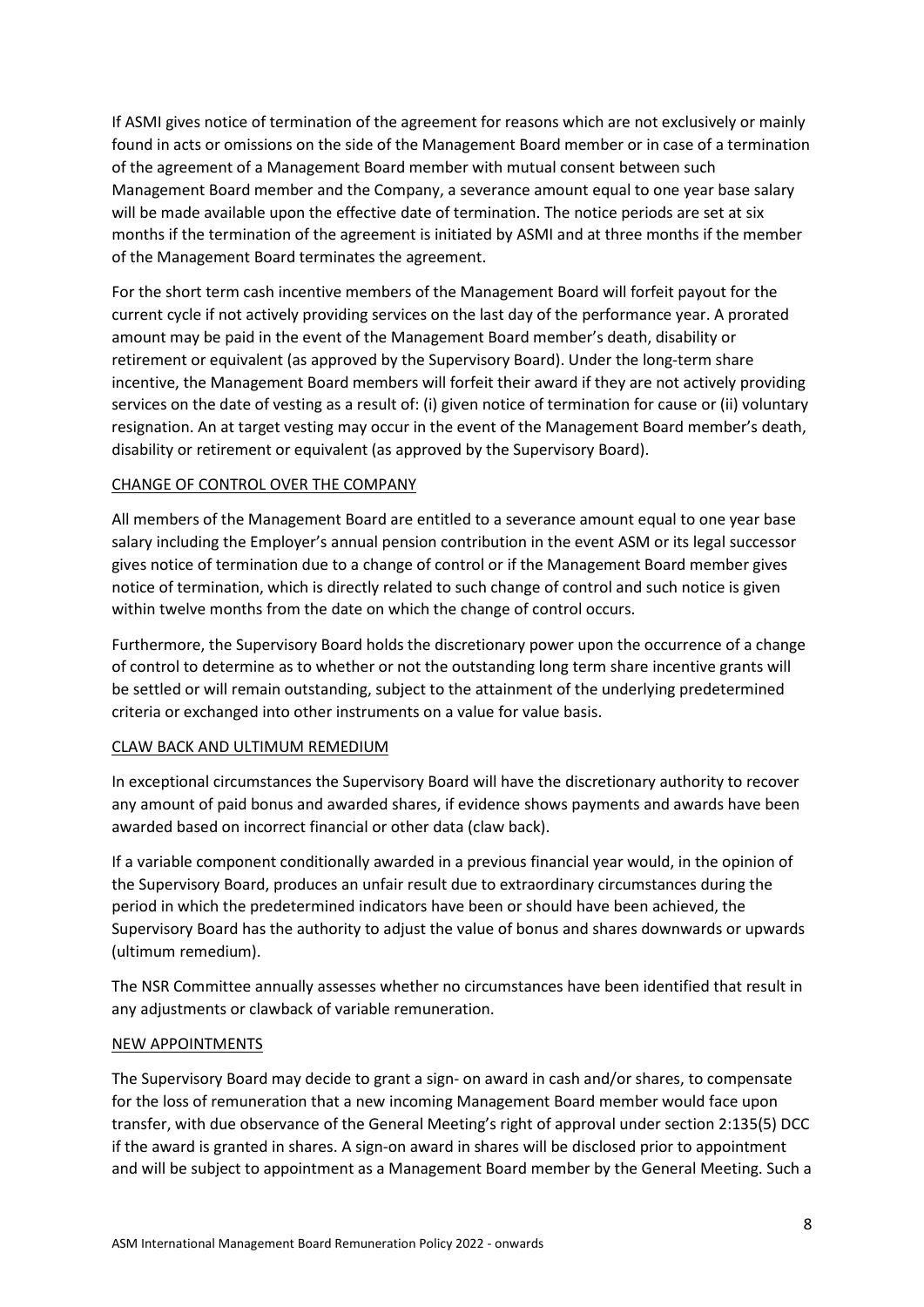If ASMI gives notice of termination of the agreement for reasons which are not exclusively or mainly found in acts or omissions on the side of the Management Board member or in case of a termination of the agreement of a Management Board member with mutual consent between such Management Board member and the Company, a severance amount equal to one year base salary will be made available upon the effective date of termination. The notice periods are set at six months if the termination of the agreement is initiated by ASMI and at three months if the member of the Management Board terminates the agreement.

For the short term cash incentive members of the Management Board will forfeit payout for the current cycle if not actively providing services on the last day of the performance year. A prorated amount may be paid in the event of the Management Board member's death, disability or retirement or equivalent (as approved by the Supervisory Board). Under the long-term share incentive, the Management Board members will forfeit their award if they are not actively providing services on the date of vesting as a result of: (i) given notice of termination for cause or (ii) voluntary resignation. An at target vesting may occur in the event of the Management Board member's death, disability or retirement or equivalent (as approved by the Supervisory Board).

## CHANGE OF CONTROL OVER THE COMPANY

All members of the Management Board are entitled to a severance amount equal to one year base salary including the Employer's annual pension contribution in the event ASM or its legal successor gives notice of termination due to a change of control or if the Management Board member gives notice of termination, which is directly related to such change of control and such notice is given within twelve months from the date on which the change of control occurs.

Furthermore, the Supervisory Board holds the discretionary power upon the occurrence of a change of control to determine as to whether or not the outstanding long term share incentive grants will be settled or will remain outstanding, subject to the attainment of the underlying predetermined criteria or exchanged into other instruments on a value for value basis.

## CLAW BACK AND ULTIMUM REMEDIUM

In exceptional circumstances the Supervisory Board will have the discretionary authority to recover any amount of paid bonus and awarded shares, if evidence shows payments and awards have been awarded based on incorrect financial or other data (claw back).

If a variable component conditionally awarded in a previous financial year would, in the opinion of the Supervisory Board, produces an unfair result due to extraordinary circumstances during the period in which the predetermined indicators have been or should have been achieved, the Supervisory Board has the authority to adjust the value of bonus and shares downwards or upwards (ultimum remedium).

The NSR Committee annually assesses whether no circumstances have been identified that result in any adjustments or clawback of variable remuneration.

## NEW APPOINTMENTS

The Supervisory Board may decide to grant a sign- on award in cash and/or shares, to compensate for the loss of remuneration that a new incoming Management Board member would face upon transfer, with due observance of the General Meeting's right of approval under section 2:135(5) DCC if the award is granted in shares. A sign-on award in shares will be disclosed prior to appointment and will be subject to appointment as a Management Board member by the General Meeting. Such a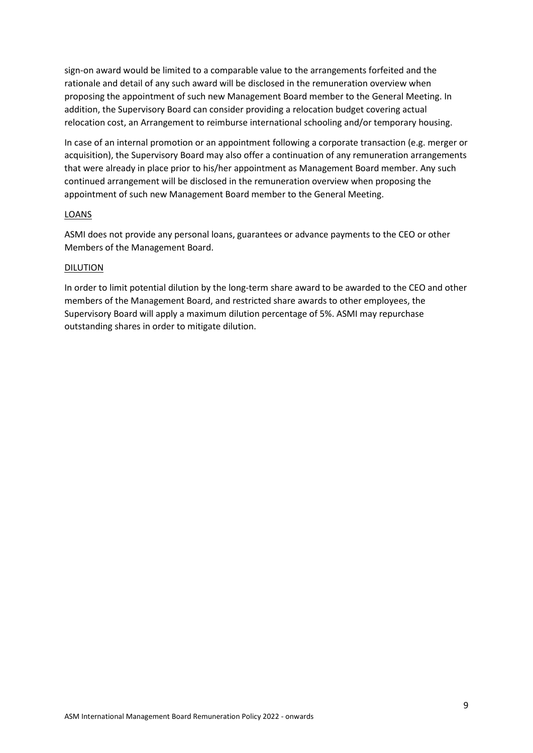sign-on award would be limited to a comparable value to the arrangements forfeited and the rationale and detail of any such award will be disclosed in the remuneration overview when proposing the appointment of such new Management Board member to the General Meeting. In addition, the Supervisory Board can consider providing a relocation budget covering actual relocation cost, an Arrangement to reimburse international schooling and/or temporary housing.

In case of an internal promotion or an appointment following a corporate transaction (e.g. merger or acquisition), the Supervisory Board may also offer a continuation of any remuneration arrangements that were already in place prior to his/her appointment as Management Board member. Any such continued arrangement will be disclosed in the remuneration overview when proposing the appointment of such new Management Board member to the General Meeting.

## LOANS

ASMI does not provide any personal loans, guarantees or advance payments to the CEO or other Members of the Management Board.

## DILUTION

In order to limit potential dilution by the long-term share award to be awarded to the CEO and other members of the Management Board, and restricted share awards to other employees, the Supervisory Board will apply a maximum dilution percentage of 5%. ASMI may repurchase outstanding shares in order to mitigate dilution.